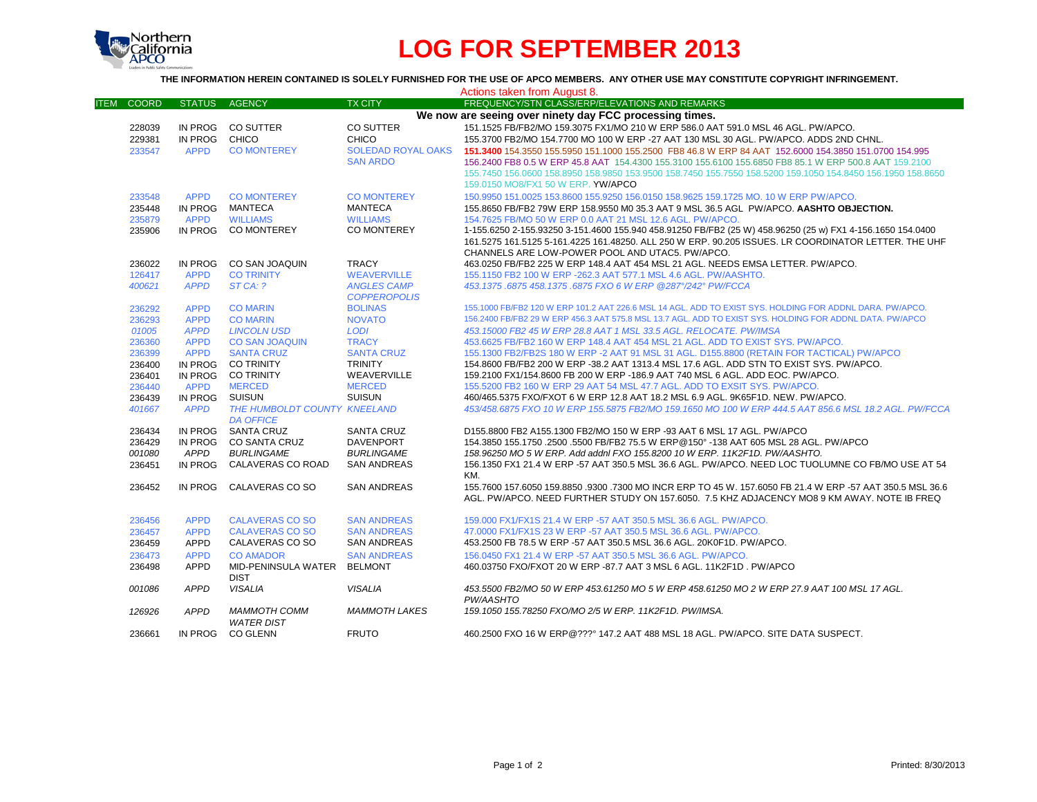# LOG FOR SEPTEMBER 2013

**THE INFORMATION HEREIN CONTAINED IS SOLELY FURNISHED FOR THE USE OF APCO MEMBERS. ANY OTHER USE MAY CONSTITUTE COPYRIGHT INFRINGEMENT.**

Actions taken from August 8.

| ITEM | COORD | STATUS | AGENCY | TX CITY | FREQUENCY/STN CLASS/ERP/ELEVATIONS AND REMARKS |
|---|---|---|---|---|---|
| | | | | | **We now are seeing over ninety day FCC processing times.** |
| | 228039 | IN PROG | CO SUTTER | CO SUTTER | 151.1525 FB/FB2/MO 159.3075 FX1/MO 210 W ERP 586.0 AAT 591.0 MSL 46 AGL. PW/APCO. |
| | 229381 | IN PROG | CHICO | CHICO | 155.3700 FB2/MO 154.7700 MO 100 W ERP -27 AAT 130 MSL 30 AGL. PW/APCO. ADDS 2ND CHNL. |
| | 233547 | APPD | CO MONTEREY | SOLEDAD ROYAL OAKS SAN ARDO | **151.3400** 154.3550 155.5950 151.1000 155.2500 FB8 46.8 W ERP 84 AAT 152.6000 154.3850 151.0700 154.995 156.2400 FB8 0.5 W ERP 45.8 AAT 154.4300 155.3100 155.6100 155.6850 FB8 85.1 W ERP 500.8 AAT 159.2100 155.7450 156.0600 158.8950 158.9850 153.9500 158.7450 155.7550 158.5200 159.1050 154.8450 156.1950 158.8650 159.0150 MO8/FX1 50 W ERP. YW/APCO |
| | 233548 | APPD | CO MONTEREY | CO MONTEREY | 150.9950 151.0025 153.8600 155.9250 156.0150 158.9625 159.1725 MO. 10 W ERP PW/APCO. |
| | 235448 | IN PROG | MANTECA | MANTECA | 155.8650 FB/FB2 79W ERP 158.9550 M0 35.3 AAT 9 MSL 36.5 AGL PW/APCO. **AASHTO OBJECTION.** |
| | 235879 | APPD | WILLIAMS | WILLIAMS | 154.7625 FB/MO 50 W ERP 0.0 AAT 21 MSL 12.6 AGL. PW/APCO. |
| | 235906 | IN PROG | CO MONTEREY | CO MONTEREY | 1-155.6250 2-155.93250 3-151.4600 155.940 458.91250 FB/FB2 (25 W) 458.96250 (25 w) FX1 4-156.1650 154.0400 161.5275 161.5125 5-161.4225 161.48250. ALL 250 W ERP. 90.205 ISSUES. LR COORDINATOR LETTER. THE UHF CHANNELS ARE LOW-POWER POOL AND UTAC5. PW/APCO. |
| | 236022 | IN PROG | CO SAN JOAQUIN | TRACY | 463.0250 FB/FB2 225 W ERP 148.4 AAT 454 MSL 21 AGL. NEEDS EMSA LETTER. PW/APCO. |
| | 126417 | APPD | CO TRINITY | WEAVERVILLE | 155.1150 FB2 100 W ERP -262.3 AAT 577.1 MSL 4.6 AGL. PW/AASHTO. |
| | *400621* | *APPD* | *ST CA: ?* | *ANGLES CAMP COPPEROPOLIS* | *453.1375 .6875 458.1375 .6875 FXO 6 W ERP @287°/242° PW/FCCA* |
| | 236292 | APPD | CO MARIN | BOLINAS | 155.1000 FB/FB2 120 W ERP 101.2 AAT 226.6 MSL 14 AGL. ADD TO EXIST SYS. HOLDING FOR ADDNL DARA. PW/APCO. |
| | 236293 | APPD | CO MARIN | NOVATO | 156.2400 FB/FB2 29 W ERP 456.3 AAT 575.8 MSL 13.7 AGL. ADD TO EXIST SYS. HOLDING FOR ADDNL DATA. PW/APCO |
| | *01005* | *APPD* | *LINCOLN USD* | *LODI* | *453.15000 FB2 45 W ERP 28.8 AAT 1 MSL 33.5 AGL. RELOCATE. PW/IMSA* |
| | 236360 | APPD | CO SAN JOAQUIN | TRACY | 453.6625 FB/FB2 160 W ERP 148.4 AAT 454 MSL 21 AGL. ADD TO EXIST SYS. PW/APCO. |
| | 236399 | APPD | SANTA CRUZ | SANTA CRUZ | 155.1300 FB2/FB2S 180 W ERP -2 AAT 91 MSL 31 AGL. D155.8800 (RETAIN FOR TACTICAL) PW/APCO |
| | 236400 | IN PROG | CO TRINITY | TRINITY | 154.8600 FB/FB2 200 W ERP -38.2 AAT 1313.4 MSL 17.6 AGL. ADD STN TO EXIST SYS. PW/APCO. |
| | 236401 | IN PROG | CO TRINITY | WEAVERVILLE | 159.2100 FX1/154.8600 FB 200 W ERP -186.9 AAT 740 MSL 6 AGL. ADD EOC. PW/APCO. |
| | 236440 | APPD | MERCED | MERCED | 155.5200 FB2 160 W ERP 29 AAT 54 MSL 47.7 AGL. ADD TO EXSIT SYS. PW/APCO. |
| | 236439 | IN PROG | SUISUN | SUISUN | 460/465.5375 FXO/FXOT 6 W ERP 12.8 AAT 18.2 MSL 6.9 AGL. 9K65F1D. NEW. PW/APCO. |
| | *401667* | *APPD* | *THE HUMBOLDT COUNTY DA OFFICE* | *KNEELAND* | *453/458.6875 FXO 10 W ERP 155.5875 FB2/MO 159.1650 MO 100 W ERP 444.5 AAT 856.6 MSL 18.2 AGL. PW/FCCA* |
| | 236434 | IN PROG | SANTA CRUZ | SANTA CRUZ | D155.8800 FB2 A155.1300 FB2/MO 150 W ERP -93 AAT 6 MSL 17 AGL. PW/APCO |
| | 236429 | IN PROG | CO SANTA CRUZ | DAVENPORT | 154.3850 155.1750 .2500 .5500 FB/FB2 75.5 W ERP@150° -138 AAT 605 MSL 28 AGL. PW/APCO |
| | *001080* | *APPD* | *BURLINGAME* | *BURLINGAME* | *158.96250 MO 5 W ERP. Add addnl FXO 155.8200 10 W ERP. 11K2F1D. PW/AASHTO.* |
| | 236451 | IN PROG | CALAVERAS CO ROAD | SAN ANDREAS | 156.1350 FX1 21.4 W ERP -57 AAT 350.5 MSL 36.6 AGL. PW/APCO. NEED LOC TUOLUMNE CO FB/MO USE AT 54 KM. |
| | 236452 | IN PROG | CALAVERAS CO SO | SAN ANDREAS | 155.7600 157.6050 159.8850 .9300 .7300 MO INCR ERP TO 45 W. 157.6050 FB 21.4 W ERP -57 AAT 350.5 MSL 36.6 AGL. PW/APCO. NEED FURTHER STUDY ON 157.6050. 7.5 KHZ ADJACENCY MO8 9 KM AWAY. NOTE IB FREQ |
| | 236456 | APPD | CALAVERAS CO SO | SAN ANDREAS | 159.000 FX1/FX1S 21.4 W ERP -57 AAT 350.5 MSL 36.6 AGL. PW/APCO. |
| | 236457 | APPD | CALAVERAS CO SO | SAN ANDREAS | 47.0000 FX1/FX1S 23 W ERP -57 AAT 350.5 MSL 36.6 AGL. PW/APCO. |
| | 236459 | APPD | CALAVERAS CO SO | SAN ANDREAS | 453.2500 FB 78.5 W ERP -57 AAT 350.5 MSL 36.6 AGL. 20K0F1D. PW/APCO. |
| | 236473 | APPD | CO AMADOR | SAN ANDREAS | 156.0450 FX1 21.4 W ERP -57 AAT 350.5 MSL 36.6 AGL. PW/APCO. |
| | 236498 | APPD | MID-PENINSULA WATER DIST | BELMONT | 460.03750 FXO/FXOT 20 W ERP -87.7 AAT 3 MSL 6 AGL. 11K2F1D . PW/APCO |
| | *001086* | *APPD* | *VISALIA* | *VISALIA* | *453.5500 FB2/MO 50 W ERP 453.61250 MO 5 W ERP 458.61250 MO 2 W ERP 27.9 AAT 100 MSL 17 AGL. PW/AASHTO* |
| | *126926* | *APPD* | *MAMMOTH COMM WATER DIST* | *MAMMOTH LAKES* | *159.1050 155.78250 FXO/MO 2/5 W ERP. 11K2F1D. PW/IMSA.* |
| | 236661 | IN PROG | CO GLENN | FRUTO | 460.2500 FXO 16 W ERP@???° 147.2 AAT 488 MSL 18 AGL. PW/APCO. SITE DATA SUSPECT. |

Printed: 8/30/2013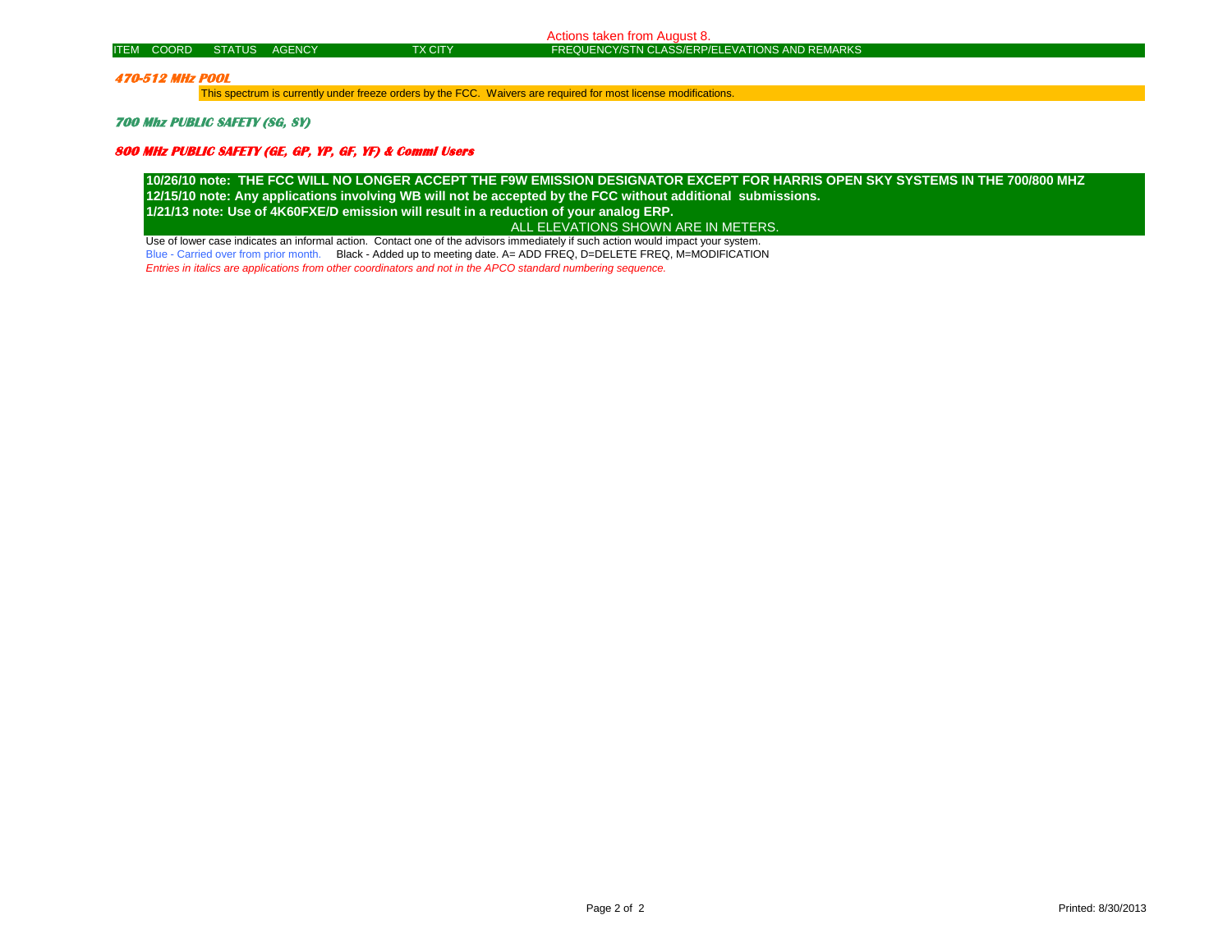Actions taken from August 8.

| ITEM | COORD | STATUS | AGENCY | TX CITY | FREQUENCY/STN CLASS/ERP/ELEVATIONS AND REMARKS |
| --- | --- | --- | --- | --- | --- |

### *470-512 MHz POOL*

This spectrum is currently under freeze orders by the FCC. Waivers are required for most license modifications.

### *700 Mhz PUBLIC SAFETY (SG, SY)*

### *800 MHz PUBLIC SAFETY (GE, GP, YP, GF, YF) & Comml Users*

**10/26/10 note: THE FCC WILL NO LONGER ACCEPT THE F9W EMISSION DESIGNATOR EXCEPT FOR HARRIS OPEN SKY SYSTEMS IN THE 700/800 MHZ**
**12/15/10 note: Any applications involving WB will not be accepted by the FCC without additional submissions.**
**1/21/13 note: Use of 4K60FXE/D emission will result in a reduction of your analog ERP.**
ALL ELEVATIONS SHOWN ARE IN METERS.

Use of lower case indicates an informal action. Contact one of the advisors immediately if such action would impact your system.
Blue - Carried over from prior month. Black - Added up to meeting date. A= ADD FREQ, D=DELETE FREQ, M=MODIFICATION
*Entries in italics are applications from other coordinators and not in the APCO standard numbering sequence.*

Printed: 8/30/2013